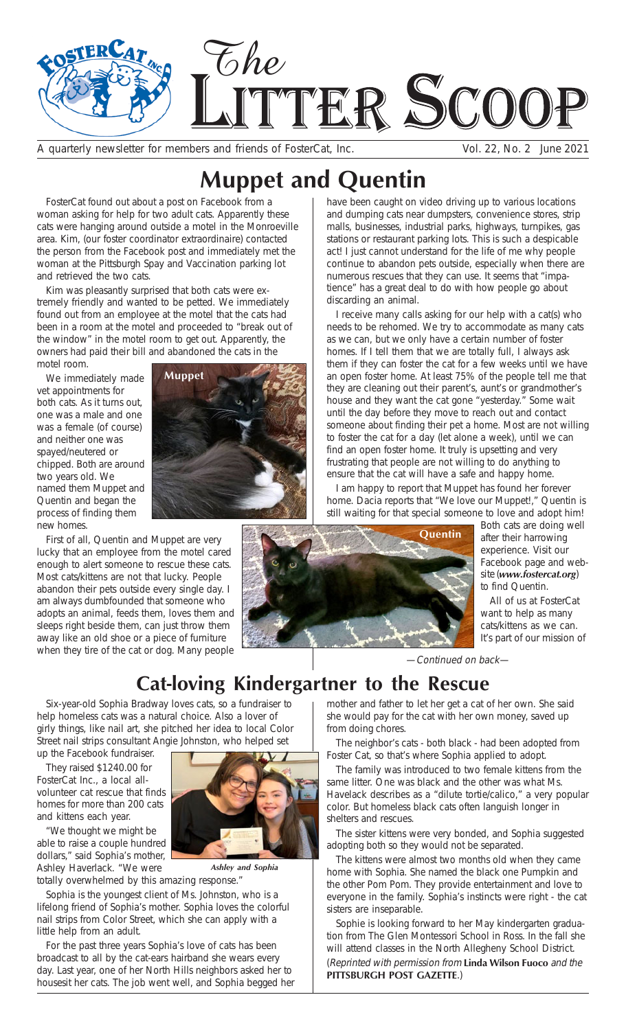# The Litter Scoop

A quarterly newsletter for members and friends of FosterCat, Inc. Vol. 22, No. 2 June 2021

## Muppet and Quentin

FosterCat found out about a post on Facebook from a woman asking for help for two adult cats. Apparently these cats were hanging around outside a motel in the Monroeville area. Kim, (our foster coordinator extraordinaire) contacted the person from the Facebook post and immediately met the woman at the Pittsburgh Spay and Vaccination parking lot and retrieved the two cats.

Kim was pleasantly surprised that both cats were extremely friendly and wanted to be petted. We immediately found out from an employee at the motel that the cats had been in a room at the motel and proceeded to "break out of the window" in the motel room to get out. Apparently, the owners had paid their bill and abandoned the cats in the motel room.

We immediately made vet appointments for both cats. As it turns out, one was a male and one was a female (of course) and neither one was spayed/neutered or chipped. Both are around two years old. We named them Muppet and Quentin and began the process of finding them new homes.

Muppet

First of all, Quentin and Muppet are very lucky that an employee from the motel cared enough to alert someone to rescue these cats. Most cats/kittens are not that lucky. People abandon their pets outside every single day. I am always dumbfounded that someone who adopts an animal, feeds them, loves them and sleeps right beside them, can just throw them away like an old shoe or a piece of furniture when they tire of the cat or dog. Many people have been caught on video driving up to various locations and dumping cats near dumpsters, convenience stores, strip malls, businesses, industrial parks, highways, turnpikes, gas stations or restaurant parking lots. This is such a despicable act! I just cannot understand for the life of me why people continue to abandon pets outside, especially when there are numerous rescues that they can use. It seems that "impatience" has a great deal to do with how people go about discarding an animal.

I receive many calls asking for our help with a cat(s) who needs to be rehomed. We try to accommodate as many cats as we can, but we only have a certain number of foster homes. If I tell them that we are totally full, I always ask them if they can foster the cat for a few weeks until we have an open foster home. At least 75% of the people tell me that they are cleaning out their parent's, aunt's or grandmother's house and they want the cat gone "yesterday." Some wait until the day before they move to reach out and contact someone about finding their pet a home. Most are not willing to foster the cat for a day (let alone a week), until we can find an open foster home. It truly is upsetting and very frustrating that people are not willing to do anything to ensure that the cat will have a safe and happy home.

I am happy to report that Muppet has found her forever home. Dacia reports that "We love our Muppet!," Quentin is still waiting for that special someone to love and adopt him!

Quentin

Both cats are doing well after their harrowing experience. Visit our Facebook page and website (***www.fostercat.org***) to find Quentin.

All of us at FosterCat want to help as many cats/kittens as we can. It's part of our mission of

*—Continued on back—*

## Cat-loving Kindergartner to the Rescue

Six-year-old Sophia Bradway loves cats, so a fundraiser to help homeless cats was a natural choice. Also a lover of girly things, like nail art, she pitched her idea to local Color Street nail strips consultant Angie Johnston, who helped set up the Facebook fundraiser.

They raised $1240.00 for FosterCat Inc., a local all-volunteer cat rescue that finds homes for more than 200 cats and kittens each year.

"We thought we might be able to raise a couple hundred dollars," said Sophia's mother, Ashley Haverlack. "We were totally overwhelmed by this amazing response."

*Ashley and Sophia*

Sophia is the youngest client of Ms. Johnston, who is a lifelong friend of Sophia's mother. Sophia loves the colorful nail strips from Color Street, which she can apply with a little help from an adult.

For the past three years Sophia's love of cats has been broadcast to all by the cat-ears hairband she wears every day. Last year, one of her North Hills neighbors asked her to housesit her cats. The job went well, and Sophia begged her mother and father to let her get a cat of her own. She said she would pay for the cat with her own money, saved up from doing chores.

The neighbor's cats - both black - had been adopted from Foster Cat, so that's where Sophia applied to adopt.

The family was introduced to two female kittens from the same litter. One was black and the other was what Ms. Havelack describes as a "dilute tortie/calico," a very popular color. But homeless black cats often languish longer in shelters and rescues.

The sister kittens were very bonded, and Sophia suggested adopting both so they would not be separated.

The kittens were almost two months old when they came home with Sophia. She named the black one Pumpkin and the other Pom Pom. They provide entertainment and love to everyone in the family. Sophia's instincts were right - the cat sisters are inseparable.

Sophie is looking forward to her May kindergarten graduation from The Glen Montessori School in Ross. In the fall she will attend classes in the North Allegheny School District.

(*Reprinted with permission from* **Linda Wilson Fuoco** *and the* **PITTSBURGH POST GAZETTE**.)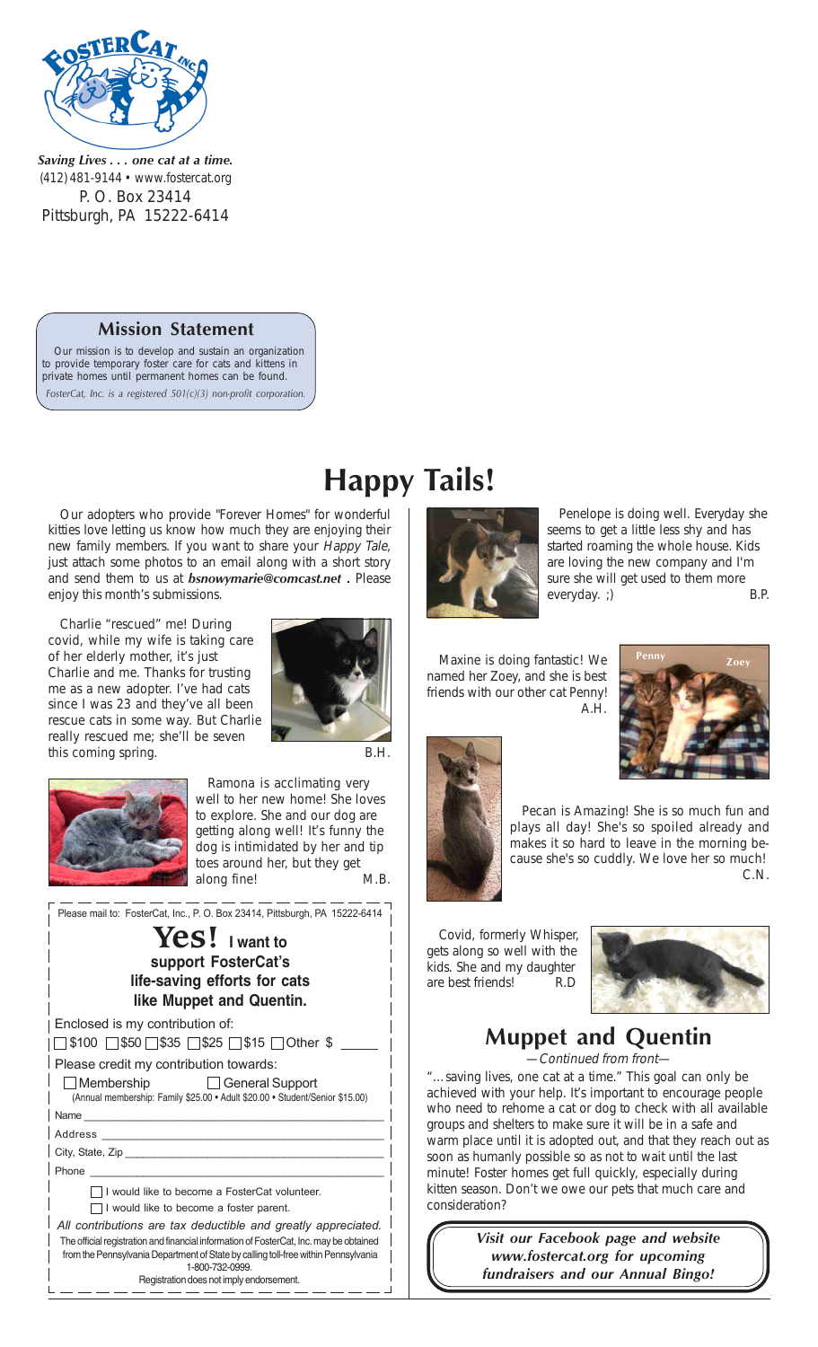FosterCat Inc.

***Saving Lives . . . one cat at a time.***
(412) 481-9144 • www.fostercat.org
P. O. Box 23414
Pittsburgh, PA 15222-6414

## Mission Statement

Our mission is to develop and sustain an organization to provide temporary foster care for cats and kittens in private homes until permanent homes can be found.

*FosterCat, Inc. is a registered 501(c)(3) non-profit corporation.*

# Happy Tails!

Our adopters who provide "Forever Homes" for wonderful kitties love letting us know how much they are enjoying their new family members. If you want to share your *Happy Tale*, just attach some photos to an email along with a short story and send them to us at ***bsnowymarie@comcast.net*** . Please enjoy this month's submissions.

Charlie "rescued" me! During covid, while my wife is taking care of her elderly mother, it's just Charlie and me. Thanks for trusting me as a new adopter. I've had cats since I was 23 and they've all been rescue cats in some way. But Charlie really rescued me; she'll be seven this coming spring. B.H.

Ramona is acclimating very well to her new home! She loves to explore. She and our dog are getting along well! It's funny the dog is intimidated by her and tip toes around her, but they get along fine! M.B.

Penelope is doing well. Everyday she seems to get a little less shy and has started roaming the whole house. Kids are loving the new company and I'm sure she will get used to them more everyday. ;) B.P.

Maxine is doing fantastic! We named her Zoey, and she is best friends with our other cat Penny! A.H.

Penny Zoey

Pecan is Amazing! She is so much fun and plays all day! She's so spoiled already and makes it so hard to leave in the morning because she's so cuddly. We love her so much! C.N.

Covid, formerly Whisper, gets along so well with the kids. She and my daughter are best friends! R.D

---

Please mail to: FosterCat, Inc., P. O. Box 23414, Pittsburgh, PA 15222-6414

## Yes! I want to support FosterCat's life-saving efforts for cats like Muppet and Quentin.

Enclosed is my contribution of:

☐ $100 ☐ $50 ☐ $35 ☐ $25 ☐ $15 ☐ Other $ _____

Please credit my contribution towards:

☐ Membership ☐ General Support

(Annual membership: Family $25.00 • Adult $20.00 • Student/Senior $15.00)

Name ______________________________

Address ______________________________

City, State, Zip ______________________________

Phone ______________________________

☐ I would like to become a FosterCat volunteer.

☐ I would like to become a foster parent.

*All contributions are tax deductible and greatly appreciated.*

The official registration and financial information of FosterCat, Inc. may be obtained from the Pennsylvania Department of State by calling toll-free within Pennsylvania 1-800-732-0999.
Registration does not imply endorsement.

---

## Muppet and Quentin

*—Continued from front—*

"…saving lives, one cat at a time." This goal can only be achieved with your help. It's important to encourage people who need to rehome a cat or dog to check with all available groups and shelters to make sure it will be in a safe and warm place until it is adopted out, and that they reach out as soon as humanly possible so as not to wait until the last minute! Foster homes get full quickly, especially during kitten season. Don't we owe our pets that much care and consideration?

***Visit our Facebook page and website www.fostercat.org for upcoming fundraisers and our Annual Bingo!***